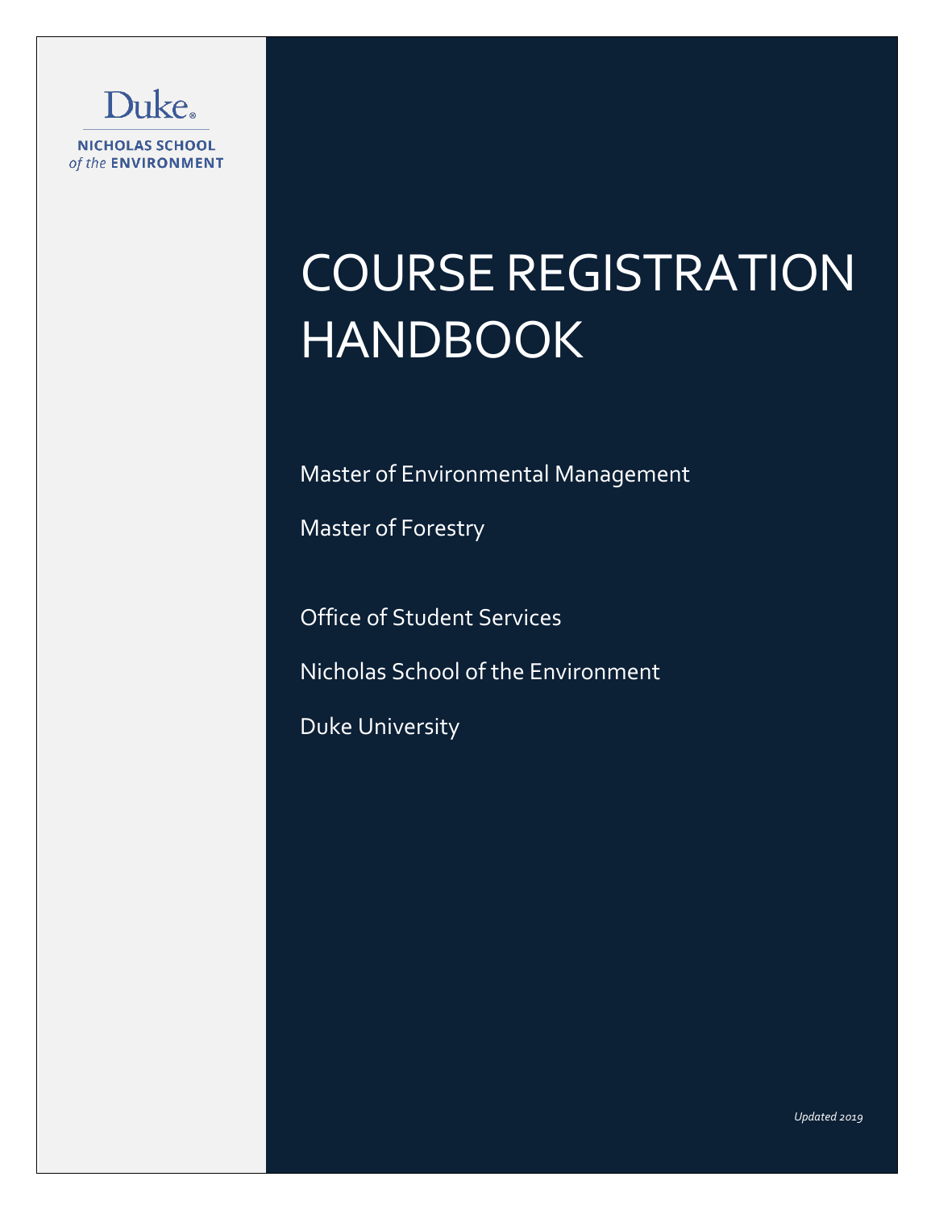Duke

NICHOLAS SCHOOL *of the* ENVIRONMENT

# COURSE REGISTRATION HANDBOOK

Master of Environmental Management

Master of Forestry

Office of Student Services

Nicholas School of the Environment

Duke University

*Updated 2019*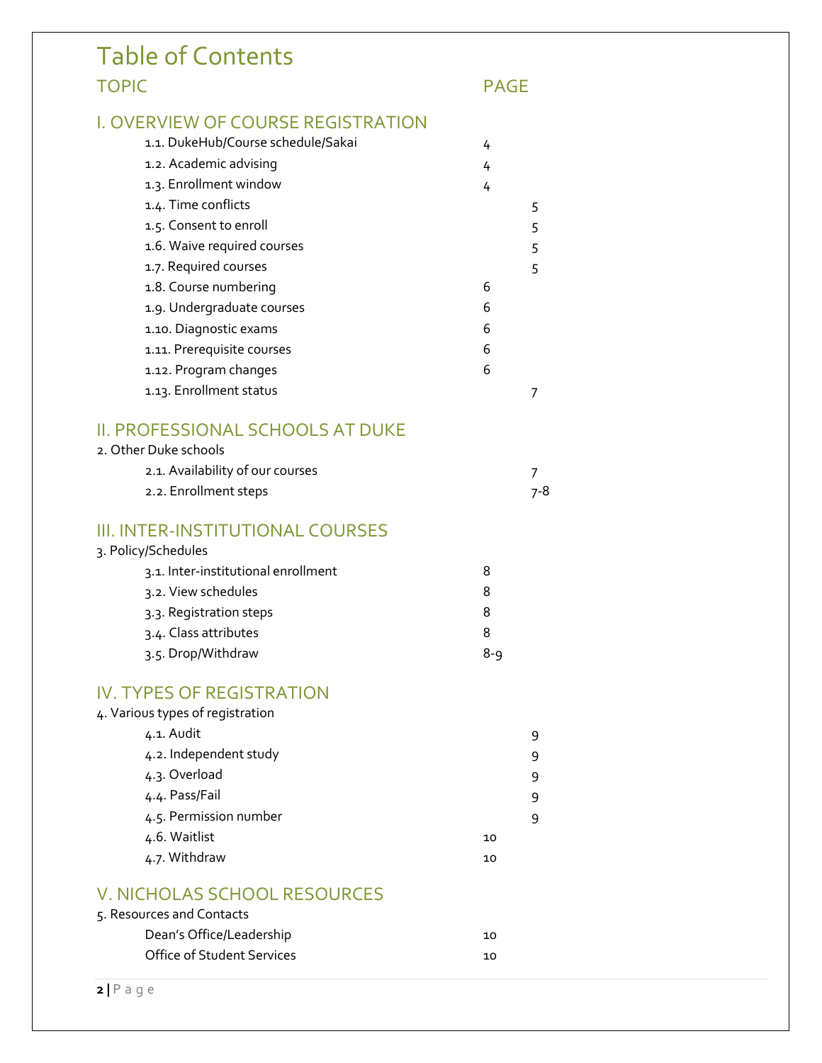# Table of Contents

| TOPIC | PAGE |
| --- | --- |
| **I. OVERVIEW OF COURSE REGISTRATION** | |
| 1.1. DukeHub/Course schedule/Sakai | 4 |
| 1.2. Academic advising | 4 |
| 1.3. Enrollment window | 4 |
| 1.4. Time conflicts | 5 |
| 1.5. Consent to enroll | 5 |
| 1.6. Waive required courses | 5 |
| 1.7. Required courses | 5 |
| 1.8. Course numbering | 6 |
| 1.9. Undergraduate courses | 6 |
| 1.10. Diagnostic exams | 6 |
| 1.11. Prerequisite courses | 6 |
| 1.12. Program changes | 6 |
| 1.13. Enrollment status | 7 |
| **II. PROFESSIONAL SCHOOLS AT DUKE** | |
| 2. Other Duke schools | |
| 2.1. Availability of our courses | 7 |
| 2.2. Enrollment steps | 7-8 |
| **III. INTER-INSTITUTIONAL COURSES** | |
| 3. Policy/Schedules | |
| 3.1. Inter-institutional enrollment | 8 |
| 3.2. View schedules | 8 |
| 3.3. Registration steps | 8 |
| 3.4. Class attributes | 8 |
| 3.5. Drop/Withdraw | 8-9 |
| **IV. TYPES OF REGISTRATION** | |
| 4. Various types of registration | |
| 4.1. Audit | 9 |
| 4.2. Independent study | 9 |
| 4.3. Overload | 9 |
| 4.4. Pass/Fail | 9 |
| 4.5. Permission number | 9 |
| 4.6. Waitlist | 10 |
| 4.7. Withdraw | 10 |
| **V. NICHOLAS SCHOOL RESOURCES** | |
| 5. Resources and Contacts | |
| Dean's Office/Leadership | 10 |
| Office of Student Services | 10 |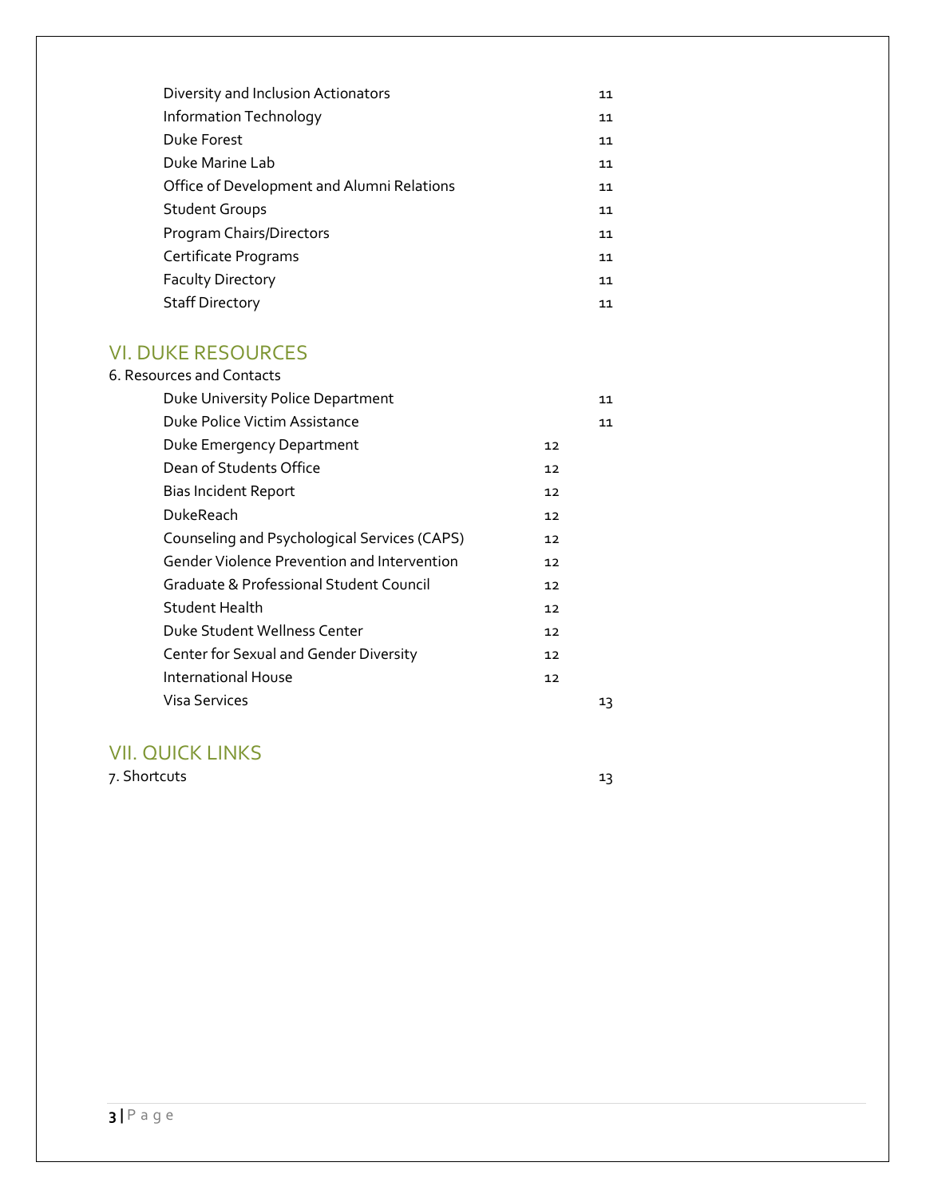| | |
|---|---|
| Diversity and Inclusion Actionators | 11 |
| Information Technology | 11 |
| Duke Forest | 11 |
| Duke Marine Lab | 11 |
| Office of Development and Alumni Relations | 11 |
| Student Groups | 11 |
| Program Chairs/Directors | 11 |
| Certificate Programs | 11 |
| Faculty Directory | 11 |
| Staff Directory | 11 |

## VI. DUKE RESOURCES

6. Resources and Contacts

| | |
|---|---|
| Duke University Police Department | 11 |
| Duke Police Victim Assistance | 11 |
| Duke Emergency Department | 12 |
| Dean of Students Office | 12 |
| Bias Incident Report | 12 |
| DukeReach | 12 |
| Counseling and Psychological Services (CAPS) | 12 |
| Gender Violence Prevention and Intervention | 12 |
| Graduate & Professional Student Council | 12 |
| Student Health | 12 |
| Duke Student Wellness Center | 12 |
| Center for Sexual and Gender Diversity | 12 |
| International House | 12 |
| Visa Services | 13 |

## VII. QUICK LINKS

7. Shortcuts 13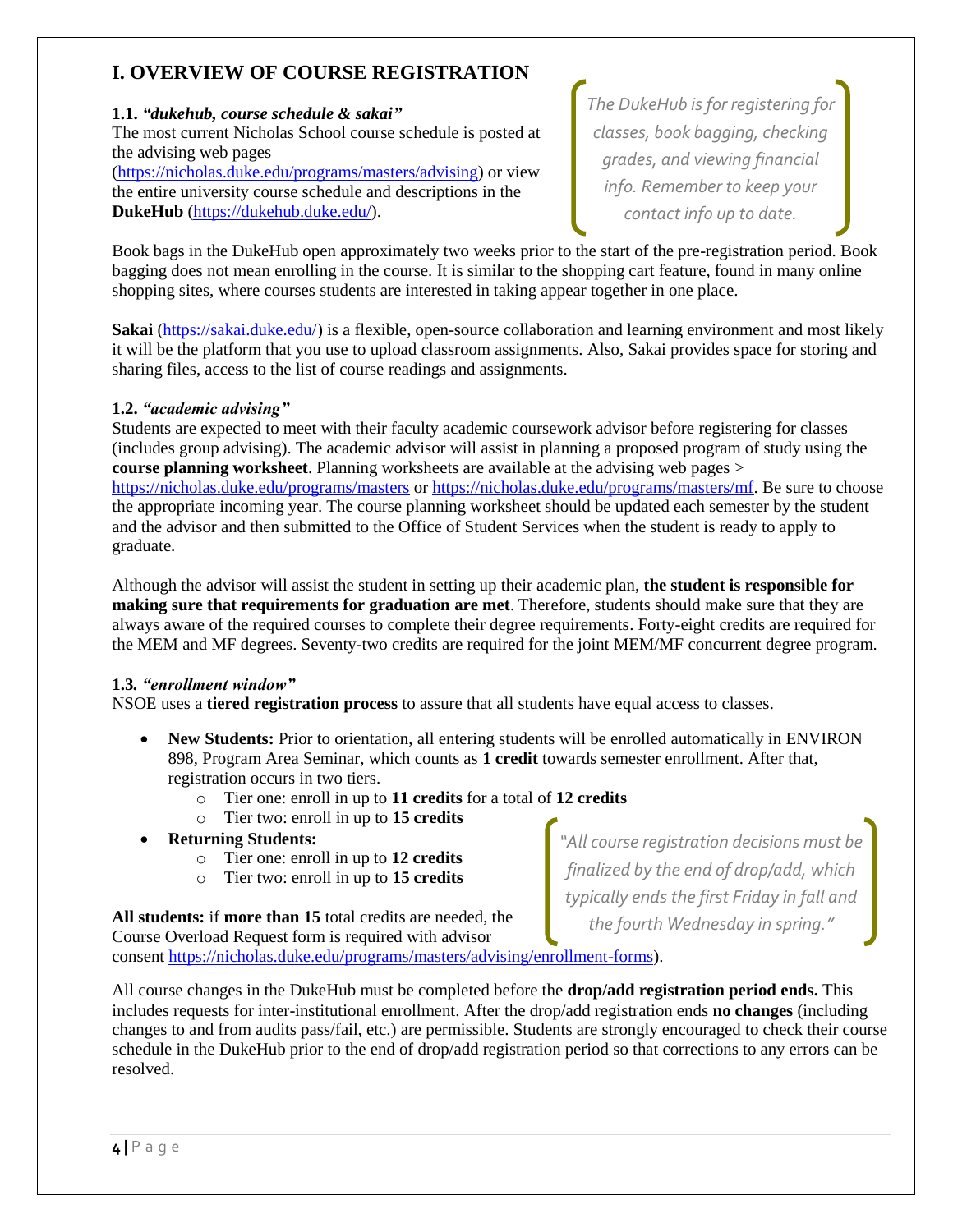## I. OVERVIEW OF COURSE REGISTRATION

### 1.1. *"dukehub, course schedule & sakai"*

The most current Nicholas School course schedule is posted at the advising web pages (https://nicholas.duke.edu/programs/masters/advising) or view the entire university course schedule and descriptions in the **DukeHub** (https://dukehub.duke.edu/).

*The DukeHub is for registering for classes, book bagging, checking grades, and viewing financial info. Remember to keep your contact info up to date.*

Book bags in the DukeHub open approximately two weeks prior to the start of the pre-registration period. Book bagging does not mean enrolling in the course. It is similar to the shopping cart feature, found in many online shopping sites, where courses students are interested in taking appear together in one place.

**Sakai** (https://sakai.duke.edu/) is a flexible, open-source collaboration and learning environment and most likely it will be the platform that you use to upload classroom assignments. Also, Sakai provides space for storing and sharing files, access to the list of course readings and assignments.

### 1.2. *"academic advising"*

Students are expected to meet with their faculty academic coursework advisor before registering for classes (includes group advising). The academic advisor will assist in planning a proposed program of study using the **course planning worksheet**. Planning worksheets are available at the advising web pages > https://nicholas.duke.edu/programs/masters or https://nicholas.duke.edu/programs/masters/mf. Be sure to choose the appropriate incoming year. The course planning worksheet should be updated each semester by the student and the advisor and then submitted to the Office of Student Services when the student is ready to apply to graduate.

Although the advisor will assist the student in setting up their academic plan, **the student is responsible for making sure that requirements for graduation are met**. Therefore, students should make sure that they are always aware of the required courses to complete their degree requirements. Forty-eight credits are required for the MEM and MF degrees. Seventy-two credits are required for the joint MEM/MF concurrent degree program.

### 1.3. *"enrollment window"*

NSOE uses a **tiered registration process** to assure that all students have equal access to classes.

- **New Students:** Prior to orientation, all entering students will be enrolled automatically in ENVIRON 898, Program Area Seminar, which counts as **1 credit** towards semester enrollment. After that, registration occurs in two tiers.
  - Tier one: enroll in up to **11 credits** for a total of **12 credits**
  - Tier two: enroll in up to **15 credits**
- **Returning Students:**
  - Tier one: enroll in up to **12 credits**
  - Tier two: enroll in up to **15 credits**

*"All course registration decisions must be finalized by the end of drop/add, which typically ends the first Friday in fall and the fourth Wednesday in spring."*

**All students:** if **more than 15** total credits are needed, the Course Overload Request form is required with advisor consent https://nicholas.duke.edu/programs/masters/advising/enrollment-forms).

All course changes in the DukeHub must be completed before the **drop/add registration period ends.** This includes requests for inter-institutional enrollment. After the drop/add registration ends **no changes** (including changes to and from audits pass/fail, etc.) are permissible. Students are strongly encouraged to check their course schedule in the DukeHub prior to the end of drop/add registration period so that corrections to any errors can be resolved.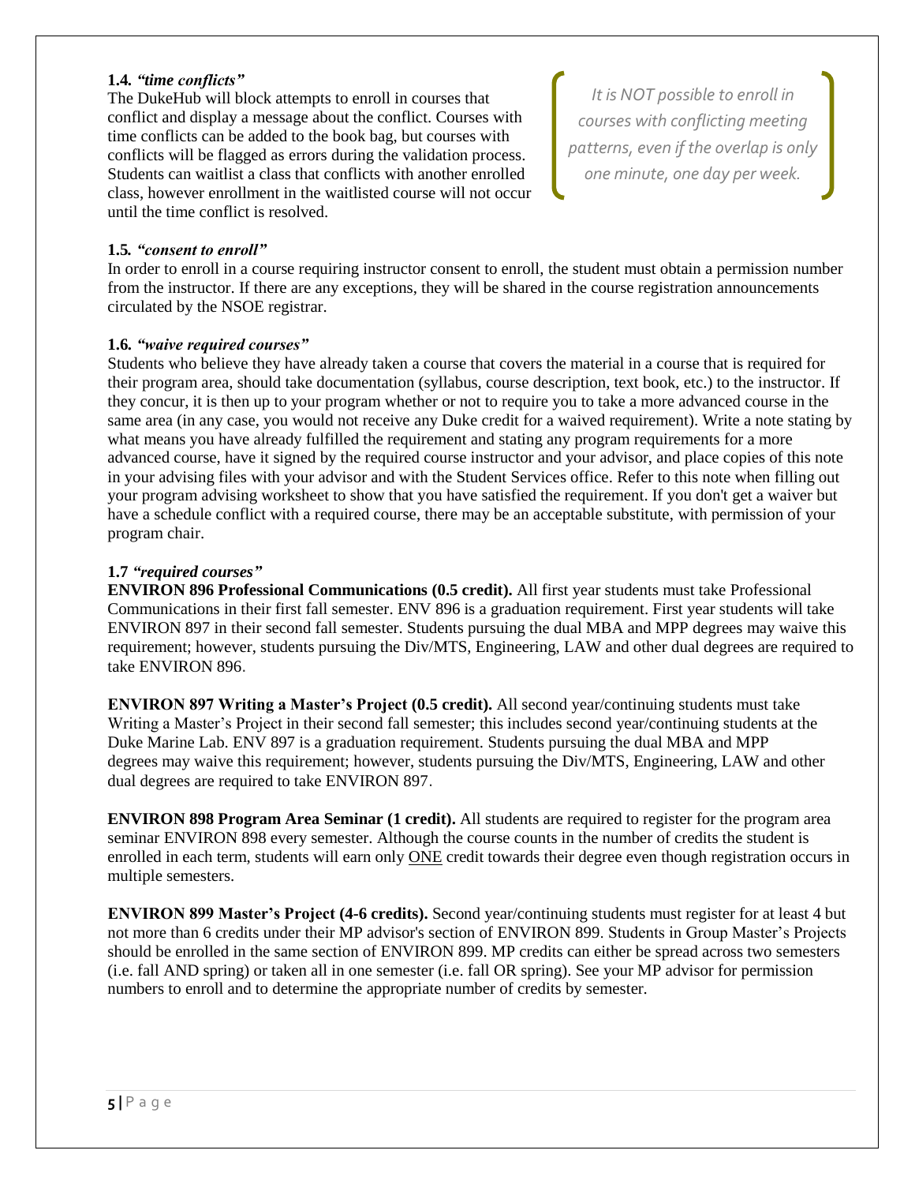**1.4. *"time conflicts"***

The DukeHub will block attempts to enroll in courses that conflict and display a message about the conflict. Courses with time conflicts can be added to the book bag, but courses with conflicts will be flagged as errors during the validation process. Students can waitlist a class that conflicts with another enrolled class, however enrollment in the waitlisted course will not occur until the time conflict is resolved.

> *It is NOT possible to enroll in courses with conflicting meeting patterns, even if the overlap is only one minute, one day per week.*

**1.5. *"consent to enroll"***

In order to enroll in a course requiring instructor consent to enroll, the student must obtain a permission number from the instructor. If there are any exceptions, they will be shared in the course registration announcements circulated by the NSOE registrar.

**1.6. *"waive required courses"***

Students who believe they have already taken a course that covers the material in a course that is required for their program area, should take documentation (syllabus, course description, text book, etc.) to the instructor. If they concur, it is then up to your program whether or not to require you to take a more advanced course in the same area (in any case, you would not receive any Duke credit for a waived requirement). Write a note stating by what means you have already fulfilled the requirement and stating any program requirements for a more advanced course, have it signed by the required course instructor and your advisor, and place copies of this note in your advising files with your advisor and with the Student Services office. Refer to this note when filling out your program advising worksheet to show that you have satisfied the requirement. If you don't get a waiver but have a schedule conflict with a required course, there may be an acceptable substitute, with permission of your program chair.

**1.7 *"required courses"***

**ENVIRON 896 Professional Communications (0.5 credit).** All first year students must take Professional Communications in their first fall semester. ENV 896 is a graduation requirement. First year students will take ENVIRON 897 in their second fall semester. Students pursuing the dual MBA and MPP degrees may waive this requirement; however, students pursuing the Div/MTS, Engineering, LAW and other dual degrees are required to take ENVIRON 896.

**ENVIRON 897 Writing a Master's Project (0.5 credit).** All second year/continuing students must take Writing a Master's Project in their second fall semester; this includes second year/continuing students at the Duke Marine Lab. ENV 897 is a graduation requirement. Students pursuing the dual MBA and MPP degrees may waive this requirement; however, students pursuing the Div/MTS, Engineering, LAW and other dual degrees are required to take ENVIRON 897.

**ENVIRON 898 Program Area Seminar (1 credit).** All students are required to register for the program area seminar ENVIRON 898 every semester. Although the course counts in the number of credits the student is enrolled in each term, students will earn only ONE credit towards their degree even though registration occurs in multiple semesters.

**ENVIRON 899 Master's Project (4-6 credits).** Second year/continuing students must register for at least 4 but not more than 6 credits under their MP advisor's section of ENVIRON 899. Students in Group Master's Projects should be enrolled in the same section of ENVIRON 899. MP credits can either be spread across two semesters (i.e. fall AND spring) or taken all in one semester (i.e. fall OR spring). See your MP advisor for permission numbers to enroll and to determine the appropriate number of credits by semester.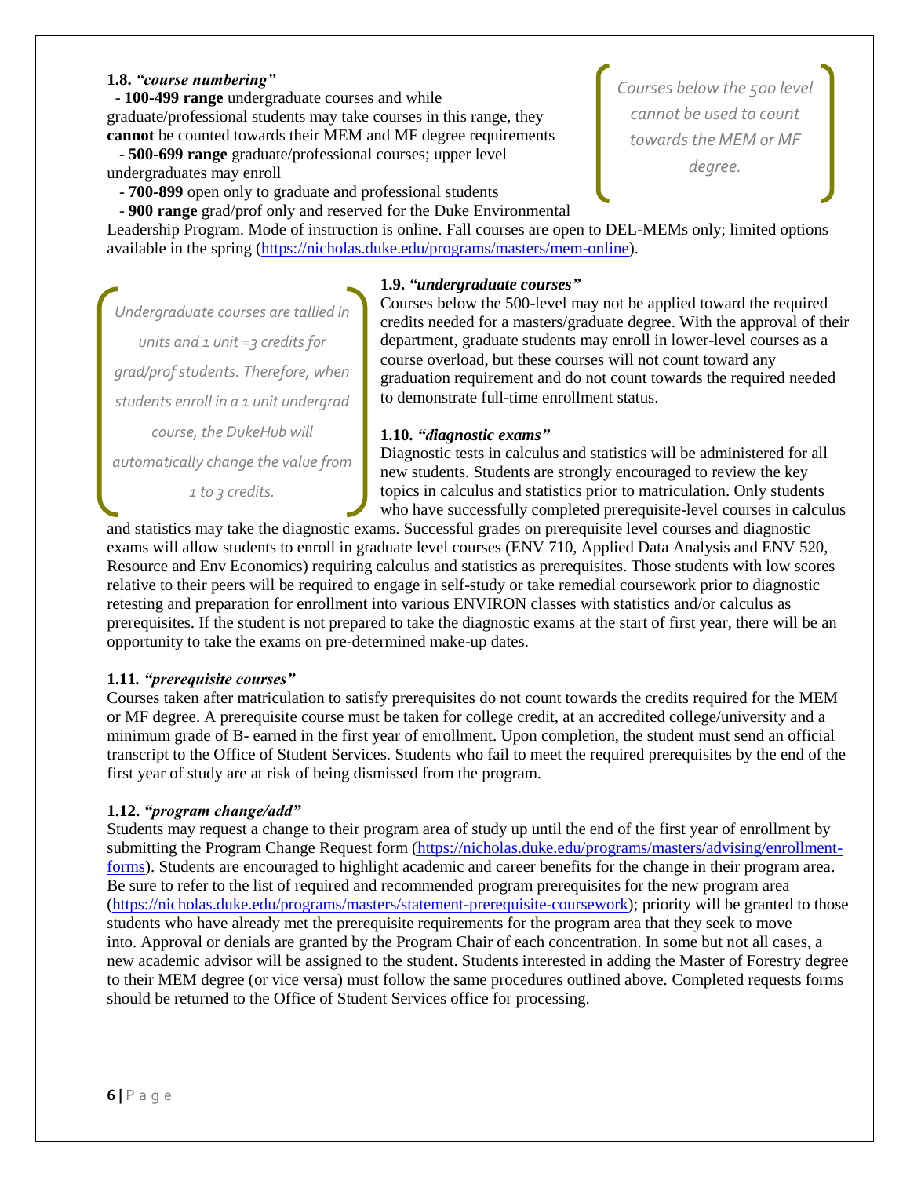**1.8.** ***"course numbering"***

- **100-499 range** undergraduate courses and while graduate/professional students may take courses in this range, they **cannot** be counted towards their MEM and MF degree requirements
- **500-699 range** graduate/professional courses; upper level undergraduates may enroll
- **700-899** open only to graduate and professional students
- **900 range** grad/prof only and reserved for the Duke Environmental Leadership Program. Mode of instruction is online. Fall courses are open to DEL-MEMs only; limited options available in the spring (https://nicholas.duke.edu/programs/masters/mem-online).

> *Courses below the 500 level cannot be used to count towards the MEM or MF degree.*

**1.9.** ***"undergraduate courses"***

Courses below the 500-level may not be applied toward the required credits needed for a masters/graduate degree. With the approval of their department, graduate students may enroll in lower-level courses as a course overload, but these courses will not count toward any graduation requirement and do not count towards the required needed to demonstrate full-time enrollment status.

> *Undergraduate courses are tallied in units and 1 unit =3 credits for grad/prof students. Therefore, when students enroll in a 1 unit undergrad course, the DukeHub will automatically change the value from 1 to 3 credits.*

**1.10.** ***"diagnostic exams"***

Diagnostic tests in calculus and statistics will be administered for all new students. Students are strongly encouraged to review the key topics in calculus and statistics prior to matriculation. Only students who have successfully completed prerequisite-level courses in calculus and statistics may take the diagnostic exams. Successful grades on prerequisite level courses and diagnostic exams will allow students to enroll in graduate level courses (ENV 710, Applied Data Analysis and ENV 520, Resource and Env Economics) requiring calculus and statistics as prerequisites. Those students with low scores relative to their peers will be required to engage in self-study or take remedial coursework prior to diagnostic retesting and preparation for enrollment into various ENVIRON classes with statistics and/or calculus as prerequisites. If the student is not prepared to take the diagnostic exams at the start of first year, there will be an opportunity to take the exams on pre-determined make-up dates.

**1.11.** ***"prerequisite courses"***

Courses taken after matriculation to satisfy prerequisites do not count towards the credits required for the MEM or MF degree. A prerequisite course must be taken for college credit, at an accredited college/university and a minimum grade of B- earned in the first year of enrollment. Upon completion, the student must send an official transcript to the Office of Student Services. Students who fail to meet the required prerequisites by the end of the first year of study are at risk of being dismissed from the program.

**1.12.** ***"program change/add"***

Students may request a change to their program area of study up until the end of the first year of enrollment by submitting the Program Change Request form (https://nicholas.duke.edu/programs/masters/advising/enrollment-forms). Students are encouraged to highlight academic and career benefits for the change in their program area. Be sure to refer to the list of required and recommended program prerequisites for the new program area (https://nicholas.duke.edu/programs/masters/statement-prerequisite-coursework); priority will be granted to those students who have already met the prerequisite requirements for the program area that they seek to move into. Approval or denials are granted by the Program Chair of each concentration. In some but not all cases, a new academic advisor will be assigned to the student. Students interested in adding the Master of Forestry degree to their MEM degree (or vice versa) must follow the same procedures outlined above. Completed requests forms should be returned to the Office of Student Services office for processing.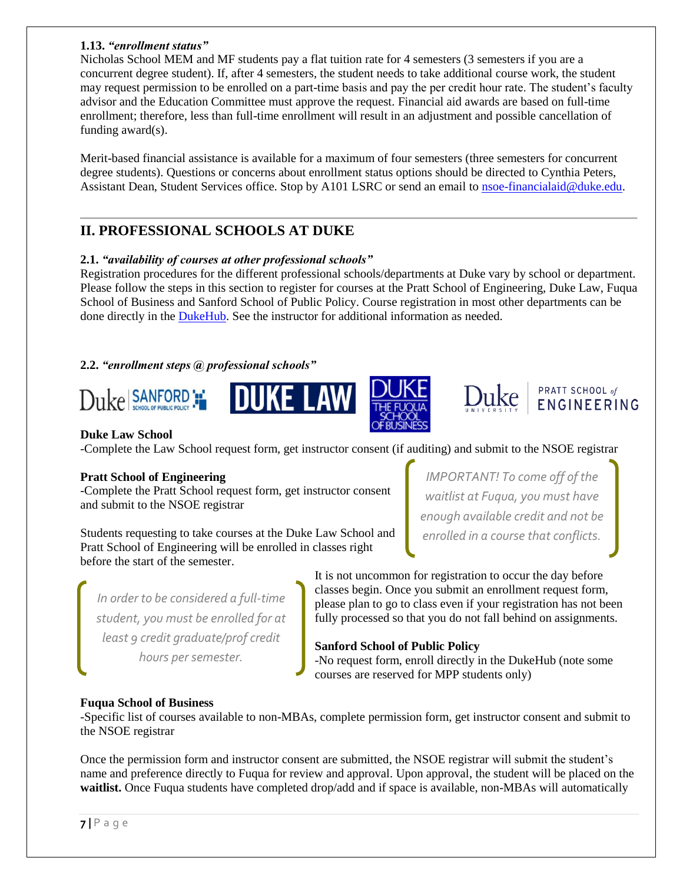**1.13.** ***"enrollment status"***

Nicholas School MEM and MF students pay a flat tuition rate for 4 semesters (3 semesters if you are a concurrent degree student). If, after 4 semesters, the student needs to take additional course work, the student may request permission to be enrolled on a part-time basis and pay the per credit hour rate. The student's faculty advisor and the Education Committee must approve the request. Financial aid awards are based on full-time enrollment; therefore, less than full-time enrollment will result in an adjustment and possible cancellation of funding award(s).

Merit-based financial assistance is available for a maximum of four semesters (three semesters for concurrent degree students). Questions or concerns about enrollment status options should be directed to Cynthia Peters, Assistant Dean, Student Services office. Stop by A101 LSRC or send an email to nsoe-financialaid@duke.edu.

---

## II. PROFESSIONAL SCHOOLS AT DUKE

**2.1.** ***"availability of courses at other professional schools"***

Registration procedures for the different professional schools/departments at Duke vary by school or department. Please follow the steps in this section to register for courses at the Pratt School of Engineering, Duke Law, Fuqua School of Business and Sanford School of Public Policy. Course registration in most other departments can be done directly in the DukeHub. See the instructor for additional information as needed.

**2.2.** ***"enrollment steps @ professional schools"***

Duke SANFORD SCHOOL OF PUBLIC POLICY | DUKE LAW | DUKE THE FUQUA SCHOOL OF BUSINESS | Duke UNIVERSITY PRATT SCHOOL of ENGINEERING

**Duke Law School**

-Complete the Law School request form, get instructor consent (if auditing) and submit to the NSOE registrar

**Pratt School of Engineering**

-Complete the Pratt School request form, get instructor consent and submit to the NSOE registrar

*IMPORTANT! To come off of the waitlist at Fuqua, you must have enough available credit and not be enrolled in a course that conflicts.*

Students requesting to take courses at the Duke Law School and Pratt School of Engineering will be enrolled in classes right before the start of the semester.

*In order to be considered a full-time student, you must be enrolled for at least 9 credit graduate/prof credit hours per semester.*

It is not uncommon for registration to occur the day before classes begin. Once you submit an enrollment request form, please plan to go to class even if your registration has not been fully processed so that you do not fall behind on assignments.

**Sanford School of Public Policy**

-No request form, enroll directly in the DukeHub (note some courses are reserved for MPP students only)

**Fuqua School of Business**

-Specific list of courses available to non-MBAs, complete permission form, get instructor consent and submit to the NSOE registrar

Once the permission form and instructor consent are submitted, the NSOE registrar will submit the student's name and preference directly to Fuqua for review and approval. Upon approval, the student will be placed on the **waitlist.** Once Fuqua students have completed drop/add and if space is available, non-MBAs will automatically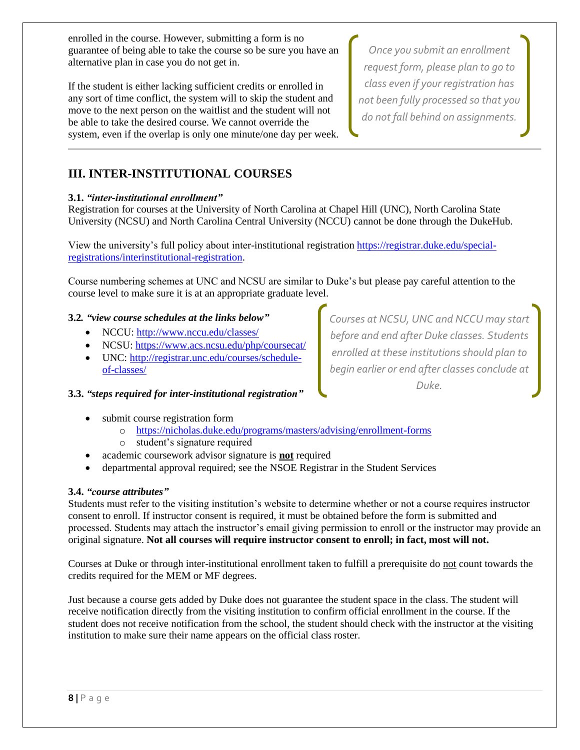enrolled in the course. However, submitting a form is no guarantee of being able to take the course so be sure you have an alternative plan in case you do not get in.

If the student is either lacking sufficient credits or enrolled in any sort of time conflict, the system will to skip the student and move to the next person on the waitlist and the student will not be able to take the desired course. We cannot override the system, even if the overlap is only one minute/one day per week.

> *Once you submit an enrollment request form, please plan to go to class even if your registration has not been fully processed so that you do not fall behind on assignments.*

---

## III. INTER-INSTITUTIONAL COURSES

**3.1.** ***"inter-institutional enrollment"***

Registration for courses at the University of North Carolina at Chapel Hill (UNC), North Carolina State University (NCSU) and North Carolina Central University (NCCU) cannot be done through the DukeHub.

View the university's full policy about inter-institutional registration https://registrar.duke.edu/special-registrations/interinstitutional-registration.

Course numbering schemes at UNC and NCSU are similar to Duke's but please pay careful attention to the course level to make sure it is at an appropriate graduate level.

**3.2.** ***"view course schedules at the links below"***

- NCCU: http://www.nccu.edu/classes/
- NCSU: https://www.acs.ncsu.edu/php/coursecat/
- UNC: http://registrar.unc.edu/courses/schedule-of-classes/

> *Courses at NCSU, UNC and NCCU may start before and end after Duke classes. Students enrolled at these institutions should plan to begin earlier or end after classes conclude at Duke.*

**3.3.** ***"steps required for inter-institutional registration"***

- submit course registration form
  - https://nicholas.duke.edu/programs/masters/advising/enrollment-forms
  - student's signature required
- academic coursework advisor signature is **not** required
- departmental approval required; see the NSOE Registrar in the Student Services

**3.4.** ***"course attributes"***

Students must refer to the visiting institution's website to determine whether or not a course requires instructor consent to enroll. If instructor consent is required, it must be obtained before the form is submitted and processed. Students may attach the instructor's email giving permission to enroll or the instructor may provide an original signature. **Not all courses will require instructor consent to enroll; in fact, most will not.**

Courses at Duke or through inter-institutional enrollment taken to fulfill a prerequisite do not count towards the credits required for the MEM or MF degrees.

Just because a course gets added by Duke does not guarantee the student space in the class. The student will receive notification directly from the visiting institution to confirm official enrollment in the course. If the student does not receive notification from the school, the student should check with the instructor at the visiting institution to make sure their name appears on the official class roster.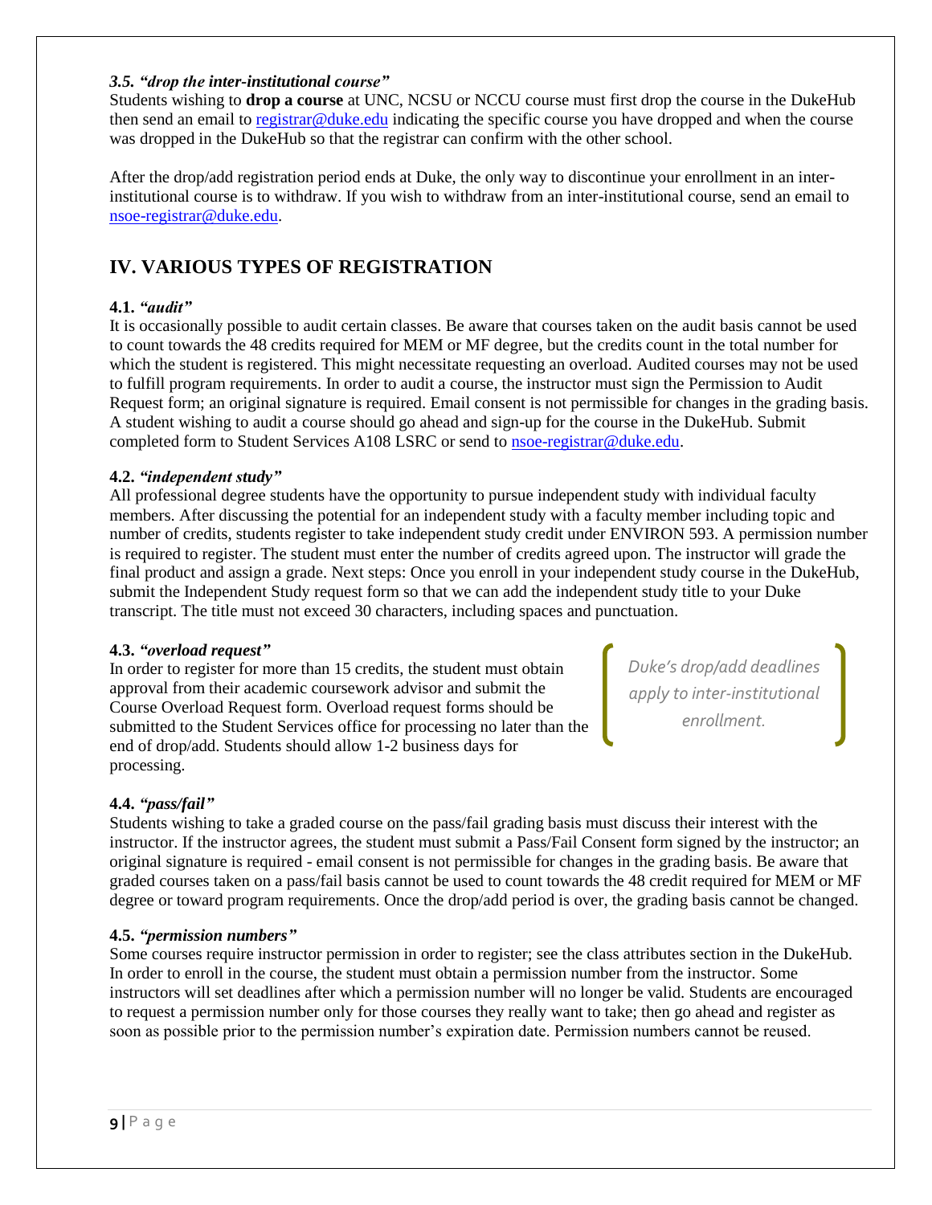### 3.5. *"drop the inter-institutional course"*

Students wishing to **drop a course** at UNC, NCSU or NCCU course must first drop the course in the DukeHub then send an email to registrar@duke.edu indicating the specific course you have dropped and when the course was dropped in the DukeHub so that the registrar can confirm with the other school.

After the drop/add registration period ends at Duke, the only way to discontinue your enrollment in an inter-institutional course is to withdraw. If you wish to withdraw from an inter-institutional course, send an email to nsoe-registrar@duke.edu.

## IV. VARIOUS TYPES OF REGISTRATION

### 4.1. *"audit"*

It is occasionally possible to audit certain classes. Be aware that courses taken on the audit basis cannot be used to count towards the 48 credits required for MEM or MF degree, but the credits count in the total number for which the student is registered. This might necessitate requesting an overload. Audited courses may not be used to fulfill program requirements. In order to audit a course, the instructor must sign the Permission to Audit Request form; an original signature is required. Email consent is not permissible for changes in the grading basis. A student wishing to audit a course should go ahead and sign-up for the course in the DukeHub. Submit completed form to Student Services A108 LSRC or send to nsoe-registrar@duke.edu.

### 4.2. *"independent study"*

All professional degree students have the opportunity to pursue independent study with individual faculty members. After discussing the potential for an independent study with a faculty member including topic and number of credits, students register to take independent study credit under ENVIRON 593. A permission number is required to register. The student must enter the number of credits agreed upon. The instructor will grade the final product and assign a grade. Next steps: Once you enroll in your independent study course in the DukeHub, submit the Independent Study request form so that we can add the independent study title to your Duke transcript. The title must not exceed 30 characters, including spaces and punctuation.

### 4.3. *"overload request"*

In order to register for more than 15 credits, the student must obtain approval from their academic coursework advisor and submit the Course Overload Request form. Overload request forms should be submitted to the Student Services office for processing no later than the end of drop/add. Students should allow 1-2 business days for processing.

*Duke's drop/add deadlines apply to inter-institutional enrollment.*

### 4.4. *"pass/fail"*

Students wishing to take a graded course on the pass/fail grading basis must discuss their interest with the instructor. If the instructor agrees, the student must submit a Pass/Fail Consent form signed by the instructor; an original signature is required - email consent is not permissible for changes in the grading basis. Be aware that graded courses taken on a pass/fail basis cannot be used to count towards the 48 credit required for MEM or MF degree or toward program requirements. Once the drop/add period is over, the grading basis cannot be changed.

### 4.5. *"permission numbers"*

Some courses require instructor permission in order to register; see the class attributes section in the DukeHub. In order to enroll in the course, the student must obtain a permission number from the instructor. Some instructors will set deadlines after which a permission number will no longer be valid. Students are encouraged to request a permission number only for those courses they really want to take; then go ahead and register as soon as possible prior to the permission number's expiration date. Permission numbers cannot be reused.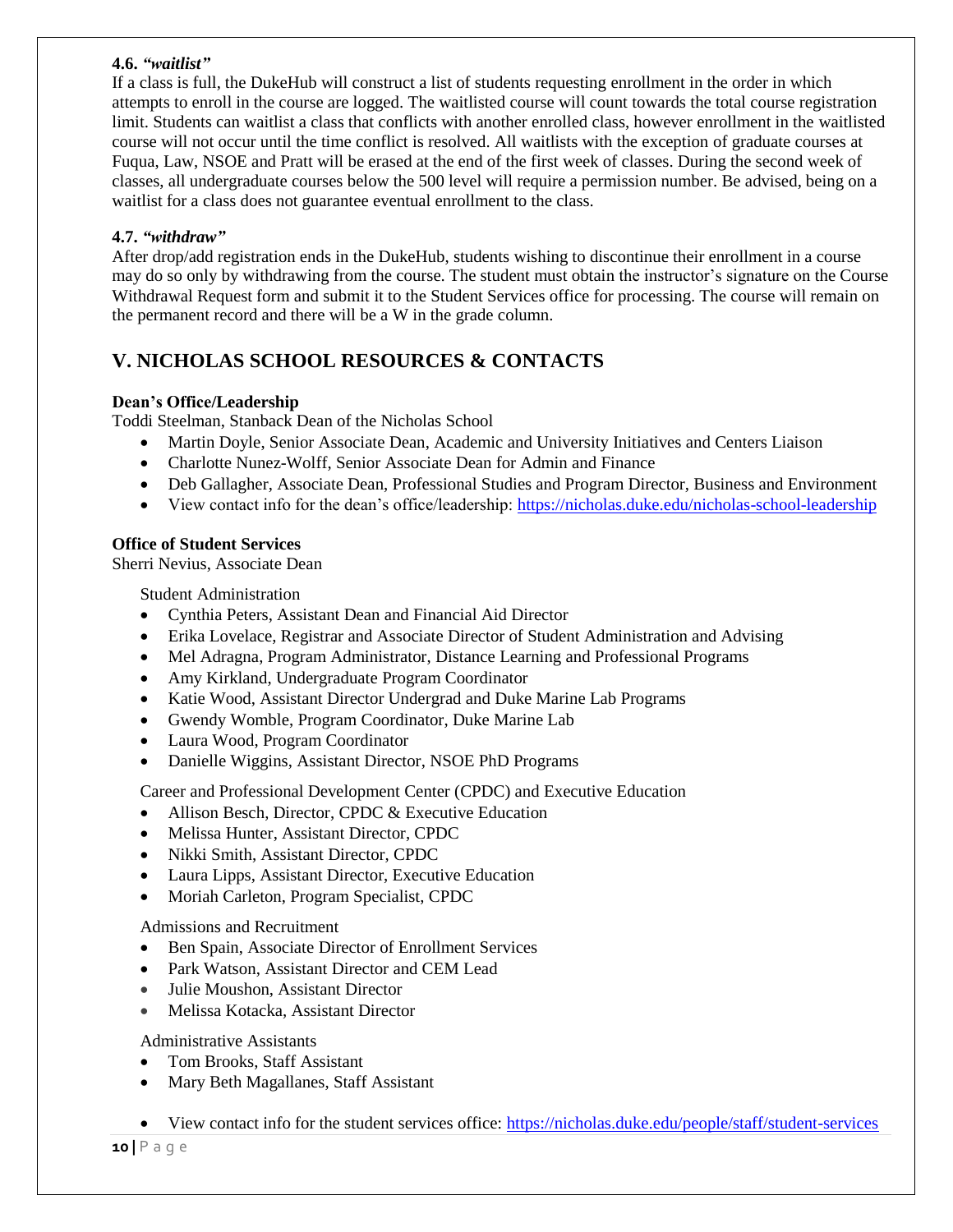#### 4.6. *"waitlist"*

If a class is full, the DukeHub will construct a list of students requesting enrollment in the order in which attempts to enroll in the course are logged. The waitlisted course will count towards the total course registration limit. Students can waitlist a class that conflicts with another enrolled class, however enrollment in the waitlisted course will not occur until the time conflict is resolved. All waitlists with the exception of graduate courses at Fuqua, Law, NSOE and Pratt will be erased at the end of the first week of classes. During the second week of classes, all undergraduate courses below the 500 level will require a permission number. Be advised, being on a waitlist for a class does not guarantee eventual enrollment to the class.

#### 4.7. *"withdraw"*

After drop/add registration ends in the DukeHub, students wishing to discontinue their enrollment in a course may do so only by withdrawing from the course. The student must obtain the instructor's signature on the Course Withdrawal Request form and submit it to the Student Services office for processing. The course will remain on the permanent record and there will be a W in the grade column.

## V. NICHOLAS SCHOOL RESOURCES & CONTACTS

**Dean's Office/Leadership**

Toddi Steelman, Stanback Dean of the Nicholas School

- Martin Doyle, Senior Associate Dean, Academic and University Initiatives and Centers Liaison
- Charlotte Nunez-Wolff, Senior Associate Dean for Admin and Finance
- Deb Gallagher, Associate Dean, Professional Studies and Program Director, Business and Environment
- View contact info for the dean's office/leadership: https://nicholas.duke.edu/nicholas-school-leadership

**Office of Student Services**

Sherri Nevius, Associate Dean

Student Administration

- Cynthia Peters, Assistant Dean and Financial Aid Director
- Erika Lovelace, Registrar and Associate Director of Student Administration and Advising
- Mel Adragna, Program Administrator, Distance Learning and Professional Programs
- Amy Kirkland, Undergraduate Program Coordinator
- Katie Wood, Assistant Director Undergrad and Duke Marine Lab Programs
- Gwendy Womble, Program Coordinator, Duke Marine Lab
- Laura Wood, Program Coordinator
- Danielle Wiggins, Assistant Director, NSOE PhD Programs

Career and Professional Development Center (CPDC) and Executive Education

- Allison Besch, Director, CPDC & Executive Education
- Melissa Hunter, Assistant Director, CPDC
- Nikki Smith, Assistant Director, CPDC
- Laura Lipps, Assistant Director, Executive Education
- Moriah Carleton, Program Specialist, CPDC

Admissions and Recruitment

- Ben Spain, Associate Director of Enrollment Services
- Park Watson, Assistant Director and CEM Lead
- Julie Moushon, Assistant Director
- Melissa Kotacka, Assistant Director

Administrative Assistants

- Tom Brooks, Staff Assistant
- Mary Beth Magallanes, Staff Assistant

- View contact info for the student services office: https://nicholas.duke.edu/people/staff/student-services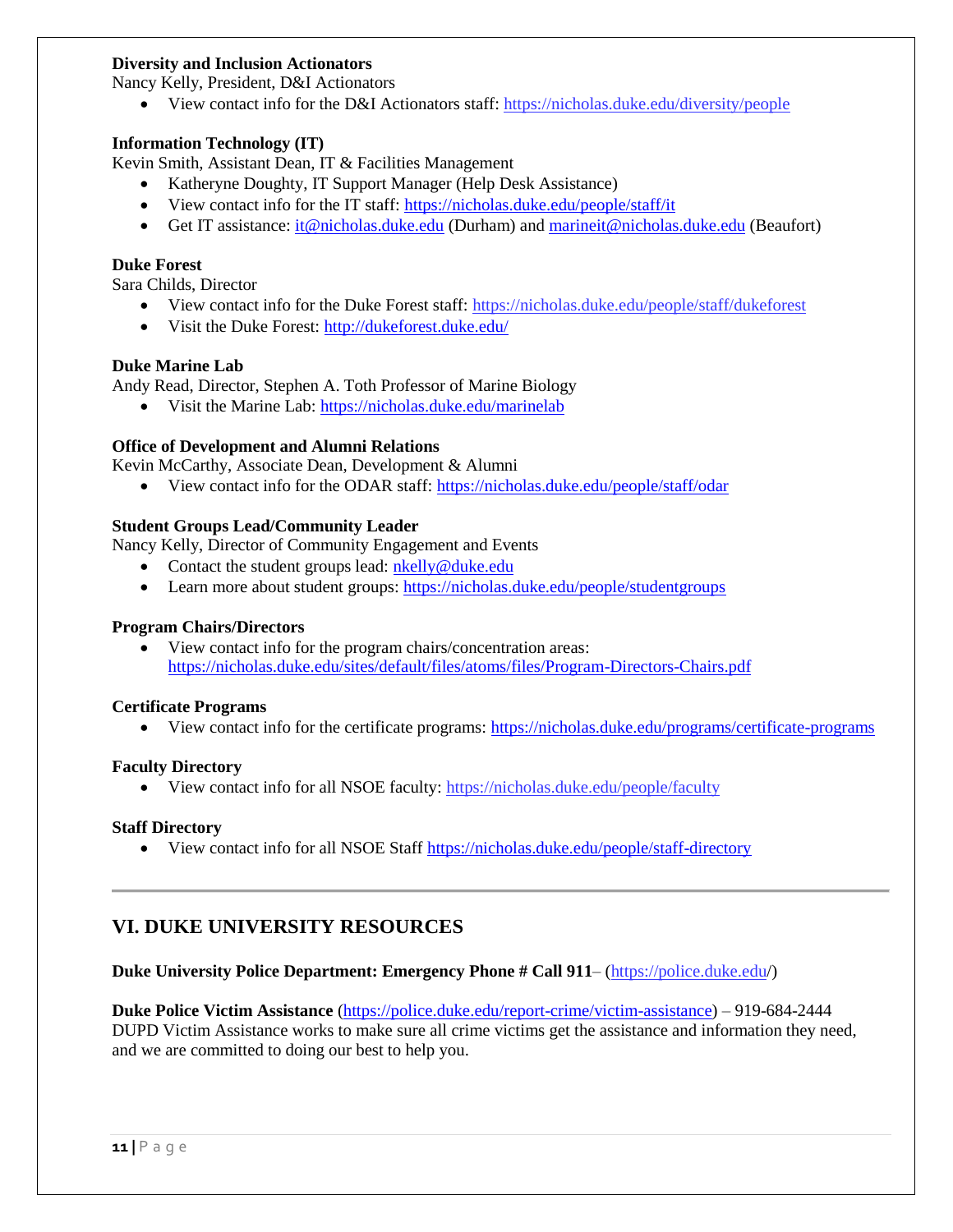**Diversity and Inclusion Actionators**
Nancy Kelly, President, D&I Actionators

- View contact info for the D&I Actionators staff: https://nicholas.duke.edu/diversity/people

**Information Technology (IT)**
Kevin Smith, Assistant Dean, IT & Facilities Management

- Katheryne Doughty, IT Support Manager (Help Desk Assistance)
- View contact info for the IT staff: https://nicholas.duke.edu/people/staff/it
- Get IT assistance: it@nicholas.duke.edu (Durham) and marineit@nicholas.duke.edu (Beaufort)

**Duke Forest**
Sara Childs, Director

- View contact info for the Duke Forest staff: https://nicholas.duke.edu/people/staff/dukeforest
- Visit the Duke Forest: http://dukeforest.duke.edu/

**Duke Marine Lab**
Andy Read, Director, Stephen A. Toth Professor of Marine Biology

- Visit the Marine Lab: https://nicholas.duke.edu/marinelab

**Office of Development and Alumni Relations**
Kevin McCarthy, Associate Dean, Development & Alumni

- View contact info for the ODAR staff: https://nicholas.duke.edu/people/staff/odar

**Student Groups Lead/Community Leader**
Nancy Kelly, Director of Community Engagement and Events

- Contact the student groups lead: nkelly@duke.edu
- Learn more about student groups: https://nicholas.duke.edu/people/studentgroups

**Program Chairs/Directors**

- View contact info for the program chairs/concentration areas: https://nicholas.duke.edu/sites/default/files/atoms/files/Program-Directors-Chairs.pdf

**Certificate Programs**

- View contact info for the certificate programs: https://nicholas.duke.edu/programs/certificate-programs

**Faculty Directory**

- View contact info for all NSOE faculty: https://nicholas.duke.edu/people/faculty

**Staff Directory**

- View contact info for all NSOE Staff https://nicholas.duke.edu/people/staff-directory

---

## VI. DUKE UNIVERSITY RESOURCES

**Duke University Police Department: Emergency Phone # Call 911**– (https://police.duke.edu/)

**Duke Police Victim Assistance** (https://police.duke.edu/report-crime/victim-assistance) – 919-684-2444
DUPD Victim Assistance works to make sure all crime victims get the assistance and information they need, and we are committed to doing our best to help you.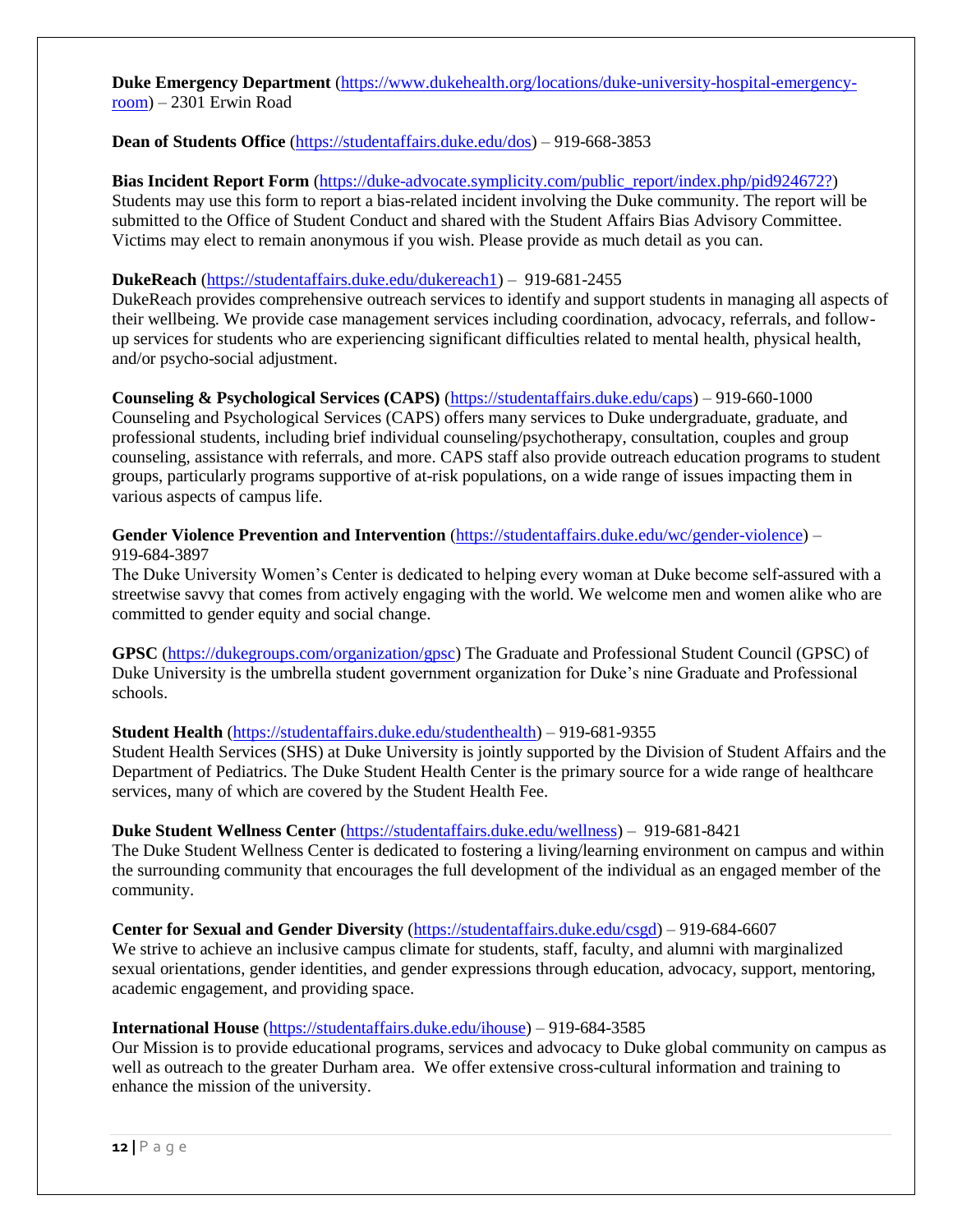**Duke Emergency Department** (https://www.dukehealth.org/locations/duke-university-hospital-emergency-room) – 2301 Erwin Road

**Dean of Students Office** (https://studentaffairs.duke.edu/dos) – 919-668-3853

**Bias Incident Report Form** (https://duke-advocate.symplicity.com/public_report/index.php/pid924672?)
Students may use this form to report a bias-related incident involving the Duke community. The report will be submitted to the Office of Student Conduct and shared with the Student Affairs Bias Advisory Committee. Victims may elect to remain anonymous if you wish. Please provide as much detail as you can.

**DukeReach** (https://studentaffairs.duke.edu/dukereach1) – 919-681-2455
DukeReach provides comprehensive outreach services to identify and support students in managing all aspects of their wellbeing. We provide case management services including coordination, advocacy, referrals, and follow-up services for students who are experiencing significant difficulties related to mental health, physical health, and/or psycho-social adjustment.

**Counseling & Psychological Services (CAPS)** (https://studentaffairs.duke.edu/caps) – 919-660-1000
Counseling and Psychological Services (CAPS) offers many services to Duke undergraduate, graduate, and professional students, including brief individual counseling/psychotherapy, consultation, couples and group counseling, assistance with referrals, and more. CAPS staff also provide outreach education programs to student groups, particularly programs supportive of at-risk populations, on a wide range of issues impacting them in various aspects of campus life.

**Gender Violence Prevention and Intervention** (https://studentaffairs.duke.edu/wc/gender-violence) – 919-684-3897
The Duke University Women's Center is dedicated to helping every woman at Duke become self-assured with a streetwise savvy that comes from actively engaging with the world. We welcome men and women alike who are committed to gender equity and social change.

**GPSC** (https://dukegroups.com/organization/gpsc) The Graduate and Professional Student Council (GPSC) of Duke University is the umbrella student government organization for Duke's nine Graduate and Professional schools.

**Student Health** (https://studentaffairs.duke.edu/studenthealth) – 919-681-9355
Student Health Services (SHS) at Duke University is jointly supported by the Division of Student Affairs and the Department of Pediatrics. The Duke Student Health Center is the primary source for a wide range of healthcare services, many of which are covered by the Student Health Fee.

**Duke Student Wellness Center** (https://studentaffairs.duke.edu/wellness) – 919-681-8421
The Duke Student Wellness Center is dedicated to fostering a living/learning environment on campus and within the surrounding community that encourages the full development of the individual as an engaged member of the community.

**Center for Sexual and Gender Diversity** (https://studentaffairs.duke.edu/csgd) – 919-684-6607
We strive to achieve an inclusive campus climate for students, staff, faculty, and alumni with marginalized sexual orientations, gender identities, and gender expressions through education, advocacy, support, mentoring, academic engagement, and providing space.

**International House** (https://studentaffairs.duke.edu/ihouse) – 919-684-3585
Our Mission is to provide educational programs, services and advocacy to Duke global community on campus as well as outreach to the greater Durham area. We offer extensive cross-cultural information and training to enhance the mission of the university.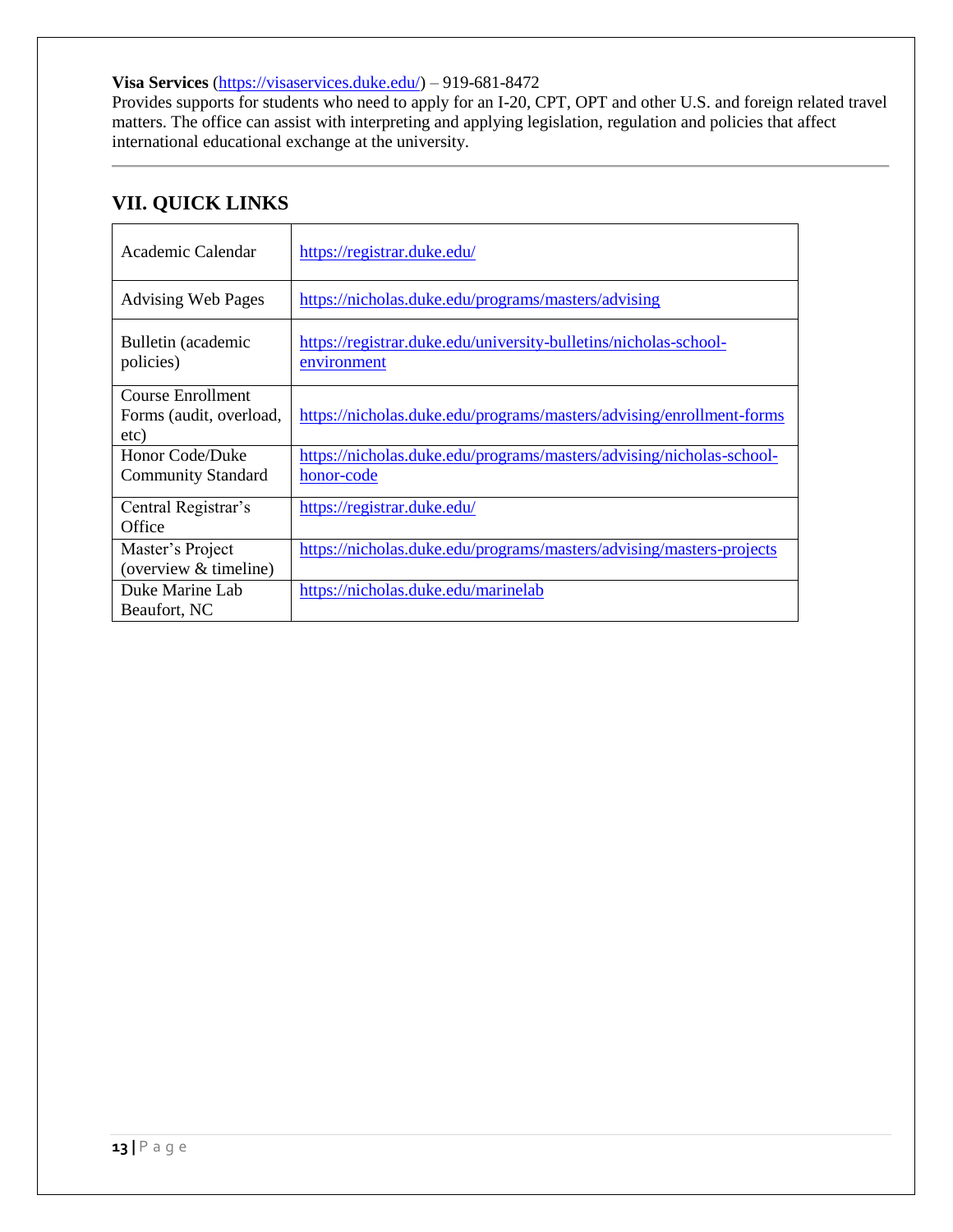**Visa Services** (https://visaservices.duke.edu/) – 919-681-8472
Provides supports for students who need to apply for an I-20, CPT, OPT and other U.S. and foreign related travel matters. The office can assist with interpreting and applying legislation, regulation and policies that affect international educational exchange at the university.

## VII. QUICK LINKS

| | |
|---|---|
| Academic Calendar | https://registrar.duke.edu/ |
| Advising Web Pages | https://nicholas.duke.edu/programs/masters/advising |
| Bulletin (academic policies) | https://registrar.duke.edu/university-bulletins/nicholas-school-environment |
| Course Enrollment Forms (audit, overload, etc) | https://nicholas.duke.edu/programs/masters/advising/enrollment-forms |
| Honor Code/Duke Community Standard | https://nicholas.duke.edu/programs/masters/advising/nicholas-school-honor-code |
| Central Registrar's Office | https://registrar.duke.edu/ |
| Master's Project (overview & timeline) | https://nicholas.duke.edu/programs/masters/advising/masters-projects |
| Duke Marine Lab Beaufort, NC | https://nicholas.duke.edu/marinelab |